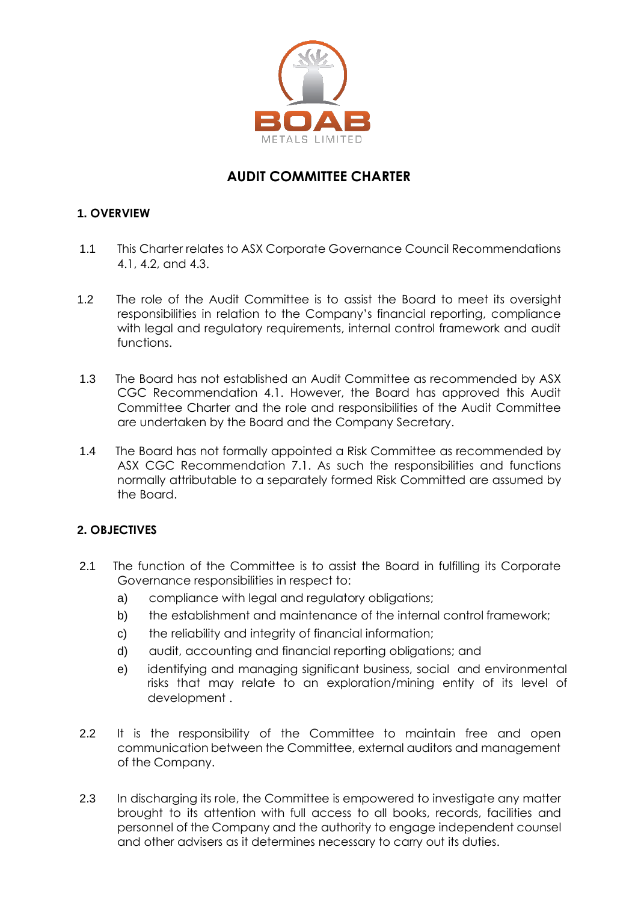BOAB METALS LIMITED

# AUDIT COMMITTEE CHARTER

## 1. OVERVIEW

1.1 This Charter relates to ASX Corporate Governance Council Recommendations 4.1, 4.2, and 4.3.

1.2 The role of the Audit Committee is to assist the Board to meet its oversight responsibilities in relation to the Company's financial reporting, compliance with legal and regulatory requirements, internal control framework and audit functions.

1.3 The Board has not established an Audit Committee as recommended by ASX CGC Recommendation 4.1. However, the Board has approved this Audit Committee Charter and the role and responsibilities of the Audit Committee are undertaken by the Board and the Company Secretary.

1.4 The Board has not formally appointed a Risk Committee as recommended by ASX CGC Recommendation 7.1. As such the responsibilities and functions normally attributable to a separately formed Risk Committed are assumed by the Board.

## 2. OBJECTIVES

2.1 The function of the Committee is to assist the Board in fulfilling its Corporate Governance responsibilities in respect to:

a) compliance with legal and regulatory obligations;

b) the establishment and maintenance of the internal control framework;

c) the reliability and integrity of financial information;

d) audit, accounting and financial reporting obligations; and

e) identifying and managing significant business, social and environmental risks that may relate to an exploration/mining entity of its level of development .

2.2 It is the responsibility of the Committee to maintain free and open communication between the Committee, external auditors and management of the Company.

2.3 In discharging its role, the Committee is empowered to investigate any matter brought to its attention with full access to all books, records, facilities and personnel of the Company and the authority to engage independent counsel and other advisers as it determines necessary to carry out its duties.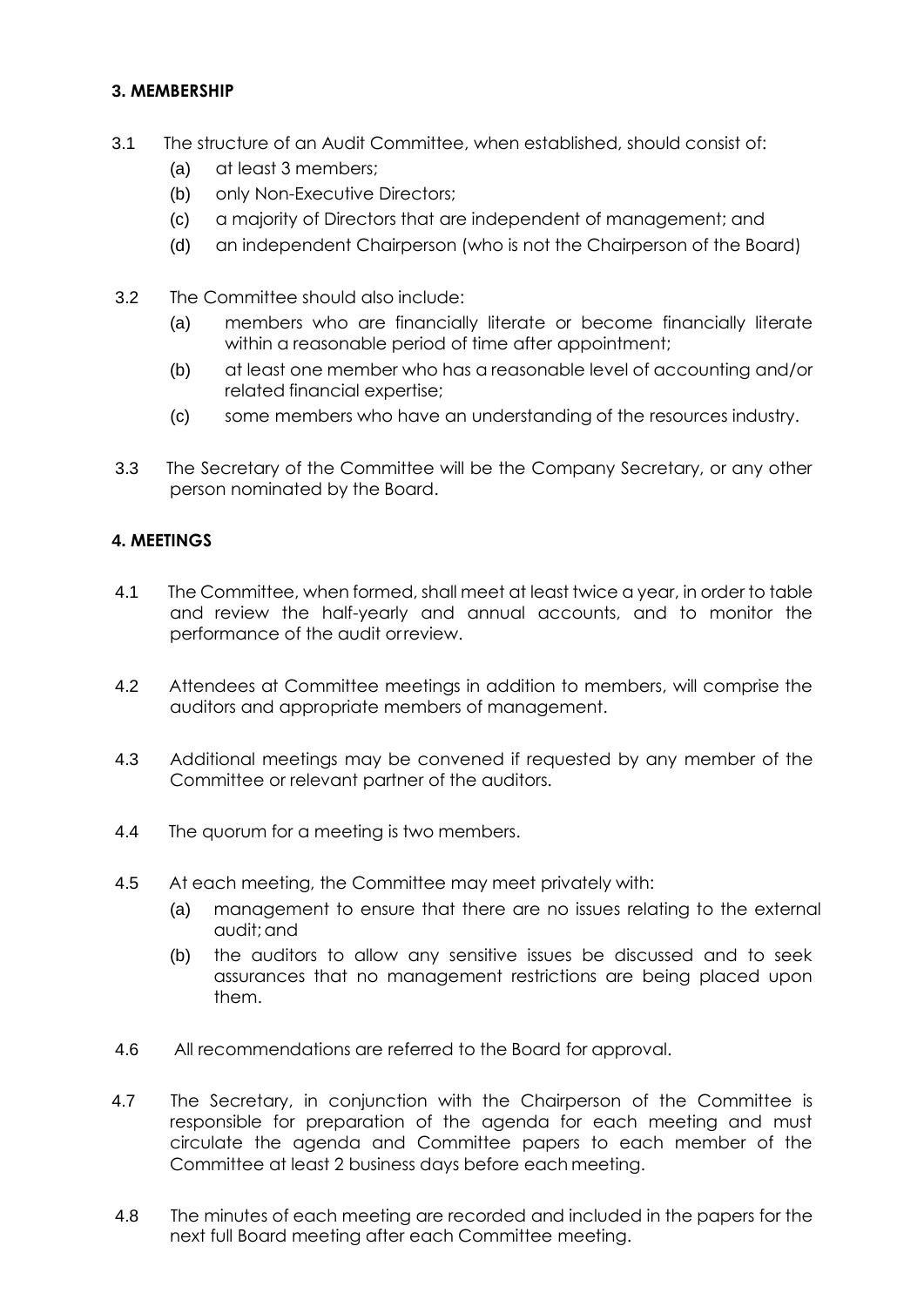### 3. MEMBERSHIP

3.1 The structure of an Audit Committee, when established, should consist of:

- (a) at least 3 members;
- (b) only Non-Executive Directors;
- (c) a majority of Directors that are independent of management; and
- (d) an independent Chairperson (who is not the Chairperson of the Board)

3.2 The Committee should also include:

- (a) members who are financially literate or become financially literate within a reasonable period of time after appointment;
- (b) at least one member who has a reasonable level of accounting and/or related financial expertise;
- (c) some members who have an understanding of the resources industry.

3.3 The Secretary of the Committee will be the Company Secretary, or any other person nominated by the Board.

### 4. MEETINGS

4.1 The Committee, when formed, shall meet at least twice a year, in order to table and review the half-yearly and annual accounts, and to monitor the performance of the audit orreview.

4.2 Attendees at Committee meetings in addition to members, will comprise the auditors and appropriate members of management.

4.3 Additional meetings may be convened if requested by any member of the Committee or relevant partner of the auditors.

4.4 The quorum for a meeting is two members.

4.5 At each meeting, the Committee may meet privately with:

- (a) management to ensure that there are no issues relating to the external audit; and
- (b) the auditors to allow any sensitive issues be discussed and to seek assurances that no management restrictions are being placed upon them.

4.6 All recommendations are referred to the Board for approval.

4.7 The Secretary, in conjunction with the Chairperson of the Committee is responsible for preparation of the agenda for each meeting and must circulate the agenda and Committee papers to each member of the Committee at least 2 business days before each meeting.

4.8 The minutes of each meeting are recorded and included in the papers for the next full Board meeting after each Committee meeting.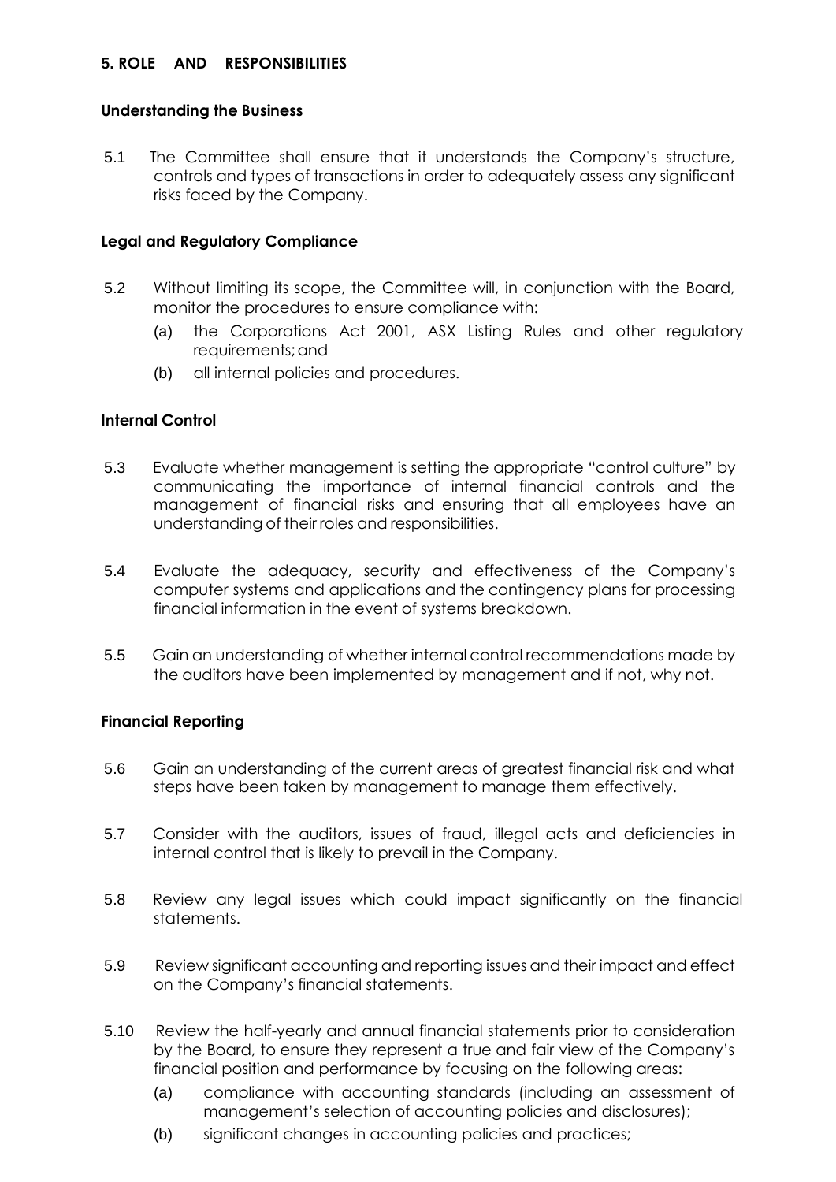## 5. ROLE AND RESPONSIBILITIES

### Understanding the Business

5.1 The Committee shall ensure that it understands the Company's structure, controls and types of transactions in order to adequately assess any significant risks faced by the Company.

### Legal and Regulatory Compliance

5.2 Without limiting its scope, the Committee will, in conjunction with the Board, monitor the procedures to ensure compliance with:

(a) the Corporations Act 2001, ASX Listing Rules and other regulatory requirements; and

(b) all internal policies and procedures.

### Internal Control

5.3 Evaluate whether management is setting the appropriate "control culture" by communicating the importance of internal financial controls and the management of financial risks and ensuring that all employees have an understanding of their roles and responsibilities.

5.4 Evaluate the adequacy, security and effectiveness of the Company's computer systems and applications and the contingency plans for processing financial information in the event of systems breakdown.

5.5 Gain an understanding of whether internal control recommendations made by the auditors have been implemented by management and if not, why not.

### Financial Reporting

5.6 Gain an understanding of the current areas of greatest financial risk and what steps have been taken by management to manage them effectively.

5.7 Consider with the auditors, issues of fraud, illegal acts and deficiencies in internal control that is likely to prevail in the Company.

5.8 Review any legal issues which could impact significantly on the financial statements.

5.9 Review significant accounting and reporting issues and their impact and effect on the Company's financial statements.

5.10 Review the half-yearly and annual financial statements prior to consideration by the Board, to ensure they represent a true and fair view of the Company's financial position and performance by focusing on the following areas:

(a) compliance with accounting standards (including an assessment of management's selection of accounting policies and disclosures);

(b) significant changes in accounting policies and practices;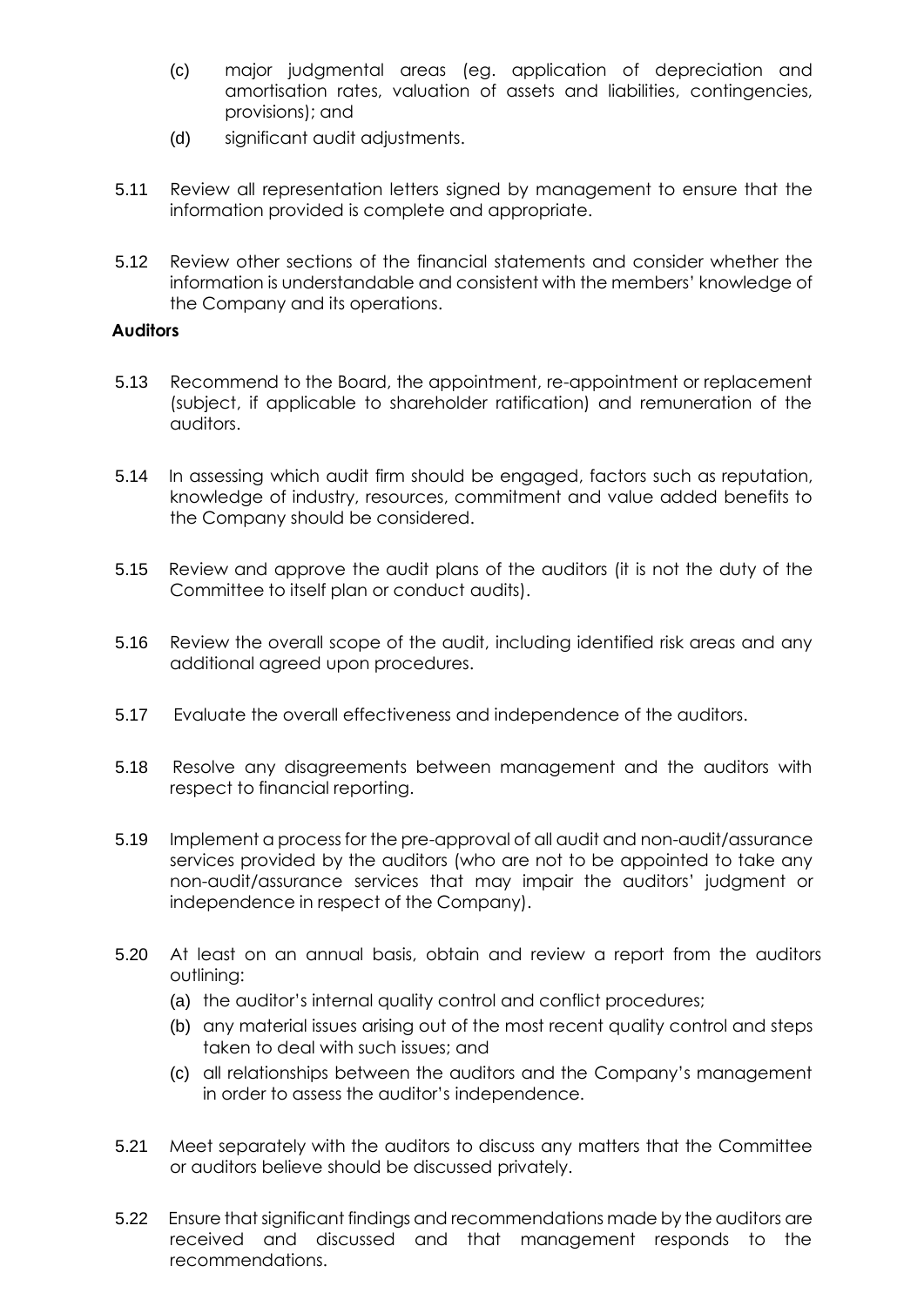(c) major judgmental areas (eg. application of depreciation and amortisation rates, valuation of assets and liabilities, contingencies, provisions); and

(d) significant audit adjustments.

5.11 Review all representation letters signed by management to ensure that the information provided is complete and appropriate.

5.12 Review other sections of the financial statements and consider whether the information is understandable and consistent with the members' knowledge of the Company and its operations.

**Auditors**

5.13 Recommend to the Board, the appointment, re-appointment or replacement (subject, if applicable to shareholder ratification) and remuneration of the auditors.

5.14 In assessing which audit firm should be engaged, factors such as reputation, knowledge of industry, resources, commitment and value added benefits to the Company should be considered.

5.15 Review and approve the audit plans of the auditors (it is not the duty of the Committee to itself plan or conduct audits).

5.16 Review the overall scope of the audit, including identified risk areas and any additional agreed upon procedures.

5.17 Evaluate the overall effectiveness and independence of the auditors.

5.18 Resolve any disagreements between management and the auditors with respect to financial reporting.

5.19 Implement a process for the pre-approval of all audit and non-audit/assurance services provided by the auditors (who are not to be appointed to take any non-audit/assurance services that may impair the auditors' judgment or independence in respect of the Company).

5.20 At least on an annual basis, obtain and review a report from the auditors outlining:

(a) the auditor's internal quality control and conflict procedures;

(b) any material issues arising out of the most recent quality control and steps taken to deal with such issues; and

(c) all relationships between the auditors and the Company's management in order to assess the auditor's independence.

5.21 Meet separately with the auditors to discuss any matters that the Committee or auditors believe should be discussed privately.

5.22 Ensure that significant findings and recommendations made by the auditors are received and discussed and that management responds to the recommendations.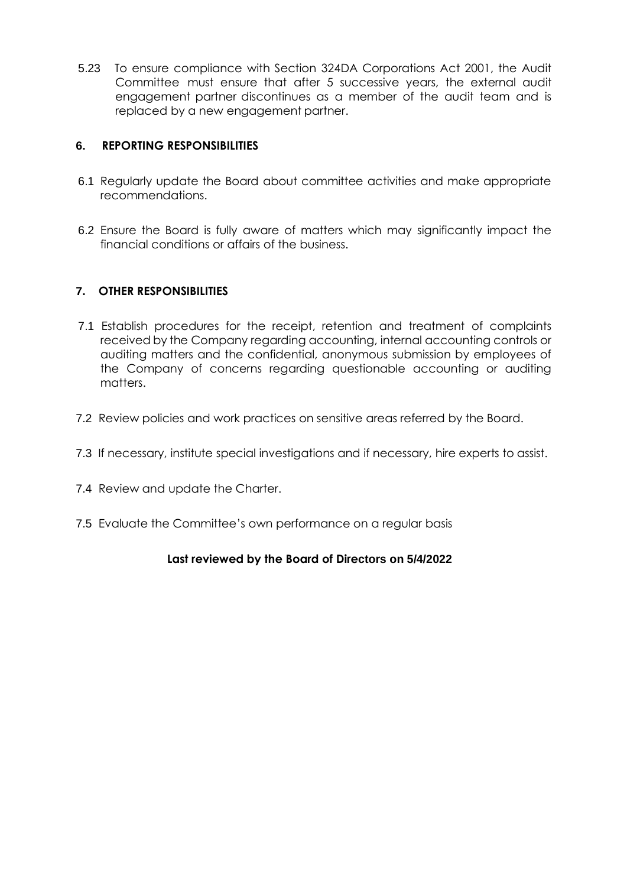5.23 To ensure compliance with Section 324DA Corporations Act 2001, the Audit Committee must ensure that after 5 successive years, the external audit engagement partner discontinues as a member of the audit team and is replaced by a new engagement partner.

## 6. REPORTING RESPONSIBILITIES

6.1 Regularly update the Board about committee activities and make appropriate recommendations.

6.2 Ensure the Board is fully aware of matters which may significantly impact the financial conditions or affairs of the business.

## 7. OTHER RESPONSIBILITIES

7.1 Establish procedures for the receipt, retention and treatment of complaints received by the Company regarding accounting, internal accounting controls or auditing matters and the confidential, anonymous submission by employees of the Company of concerns regarding questionable accounting or auditing matters.

7.2 Review policies and work practices on sensitive areas referred by the Board.

7.3 If necessary, institute special investigations and if necessary, hire experts to assist.

7.4 Review and update the Charter.

7.5 Evaluate the Committee's own performance on a regular basis

**Last reviewed by the Board of Directors on 5/4/2022**